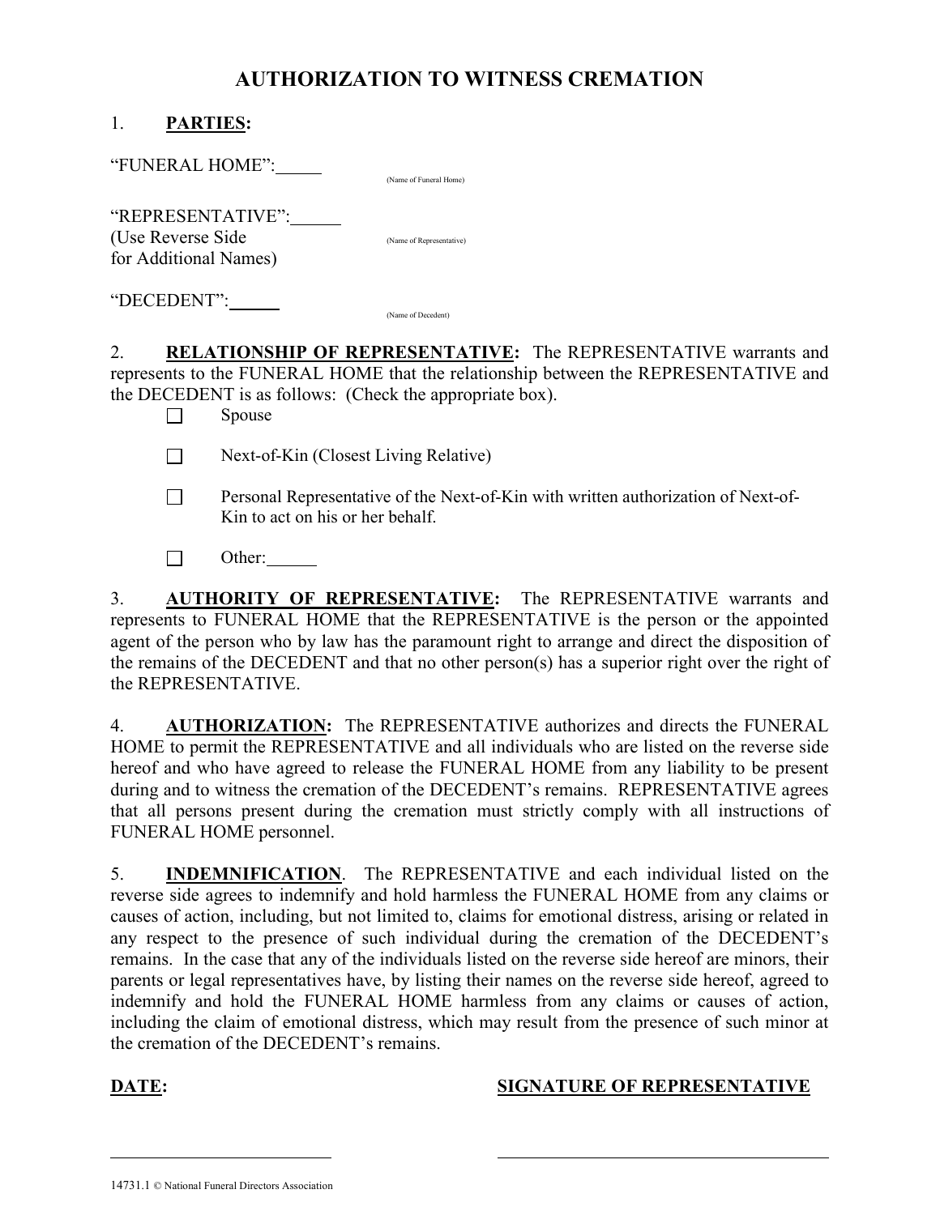# AUTHORIZATION TO WITNESS CREMATION

1. **PARTIES:**

"FUNERAL HOME": _____
(Name of Funeral Home)

"REPRESENTATIVE": _____
(Use Reverse Side for Additional Names)
(Name of Representative)

"DECEDENT": _____
(Name of Decedent)

2. **RELATIONSHIP OF REPRESENTATIVE:** The REPRESENTATIVE warrants and represents to the FUNERAL HOME that the relationship between the REPRESENTATIVE and the DECEDENT is as follows: (Check the appropriate box).

- ☐ Spouse
- ☐ Next-of-Kin (Closest Living Relative)
- ☐ Personal Representative of the Next-of-Kin with written authorization of Next-of-Kin to act on his or her behalf.
- ☐ Other: _____

3. **AUTHORITY OF REPRESENTATIVE:** The REPRESENTATIVE warrants and represents to FUNERAL HOME that the REPRESENTATIVE is the person or the appointed agent of the person who by law has the paramount right to arrange and direct the disposition of the remains of the DECEDENT and that no other person(s) has a superior right over the right of the REPRESENTATIVE.

4. **AUTHORIZATION:** The REPRESENTATIVE authorizes and directs the FUNERAL HOME to permit the REPRESENTATIVE and all individuals who are listed on the reverse side hereof and who have agreed to release the FUNERAL HOME from any liability to be present during and to witness the cremation of the DECEDENT's remains. REPRESENTATIVE agrees that all persons present during the cremation must strictly comply with all instructions of FUNERAL HOME personnel.

5. **INDEMNIFICATION**. The REPRESENTATIVE and each individual listed on the reverse side agrees to indemnify and hold harmless the FUNERAL HOME from any claims or causes of action, including, but not limited to, claims for emotional distress, arising or related in any respect to the presence of such individual during the cremation of the DECEDENT's remains. In the case that any of the individuals listed on the reverse side hereof are minors, their parents or legal representatives have, by listing their names on the reverse side hereof, agreed to indemnify and hold the FUNERAL HOME harmless from any claims or causes of action, including the claim of emotional distress, which may result from the presence of such minor at the cremation of the DECEDENT's remains.

**DATE:** _____________________ **SIGNATURE OF REPRESENTATIVE** _____________________

14731.1 © National Funeral Directors Association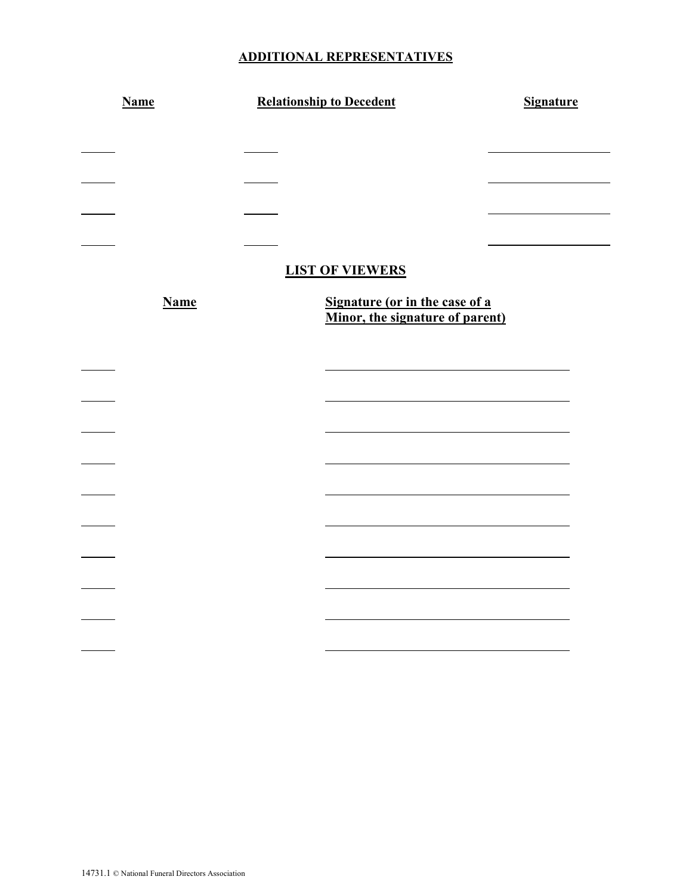## ADDITIONAL REPRESENTATIVES

| Name | Relationship to Decedent | Signature |
| --- | --- | --- |
| | | |
| | | |
| | | |
| | | |

## LIST OF VIEWERS

| Name | Signature (or in the case of a Minor, the signature of parent) |
| --- | --- |
| | |
| | |
| | |
| | |
| | |
| | |
| | |
| | |
| | |
| | |

14731.1 © National Funeral Directors Association